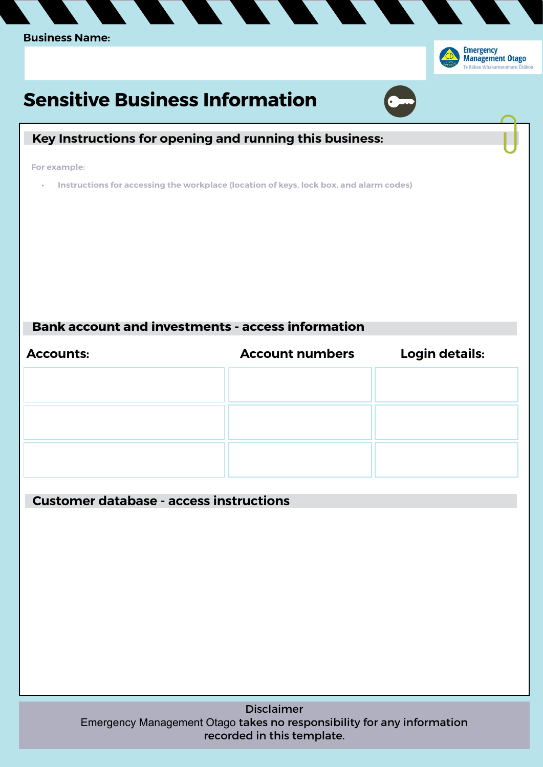Business Name:

Emergency Management Otago
Te Rākau Whakamarumaru Ōtākou

# Sensitive Business Information

## Key Instructions for opening and running this business:

For example:

- Instructions for accessing the workplace (location of keys, lock box, and alarm codes)

## Bank account and investments - access information

| Accounts: | Account numbers | Login details: |
|---|---|---|
| | | |
| | | |
| | | |

## Customer database - access instructions

Disclaimer
Emergency Management Otago takes no responsibility for any information recorded in this template.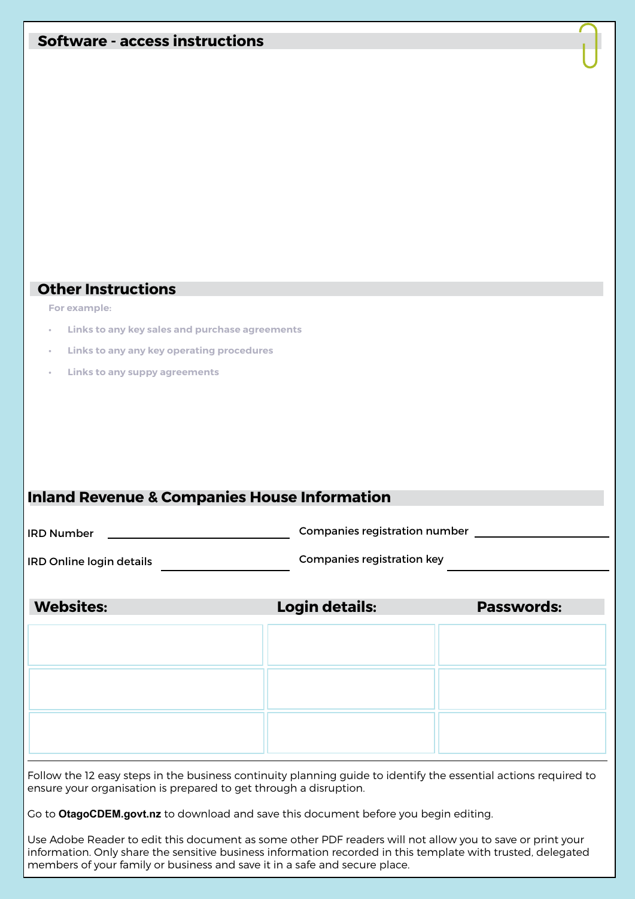## Software - access instructions

## Other Instructions

For example:

- Links to any key sales and purchase agreements
- Links to any any key operating procedures
- Links to any suppy agreements

## Inland Revenue & Companies House Information

IRD Number ______________________

Companies registration number ______________________

IRD Online login details ______________________

Companies registration key ______________________

| Websites: | Login details: | Passwords: |
| --- | --- | --- |
| | | |
| | | |
| | | |

Follow the 12 easy steps in the business continuity planning guide to identify the essential actions required to ensure your organisation is prepared to get through a disruption.

Go to **OtagoCDEM.govt.nz** to download and save this document before you begin editing.

Use Adobe Reader to edit this document as some other PDF readers will not allow you to save or print your information. Only share the sensitive business information recorded in this template with trusted, delegated members of your family or business and save it in a safe and secure place.